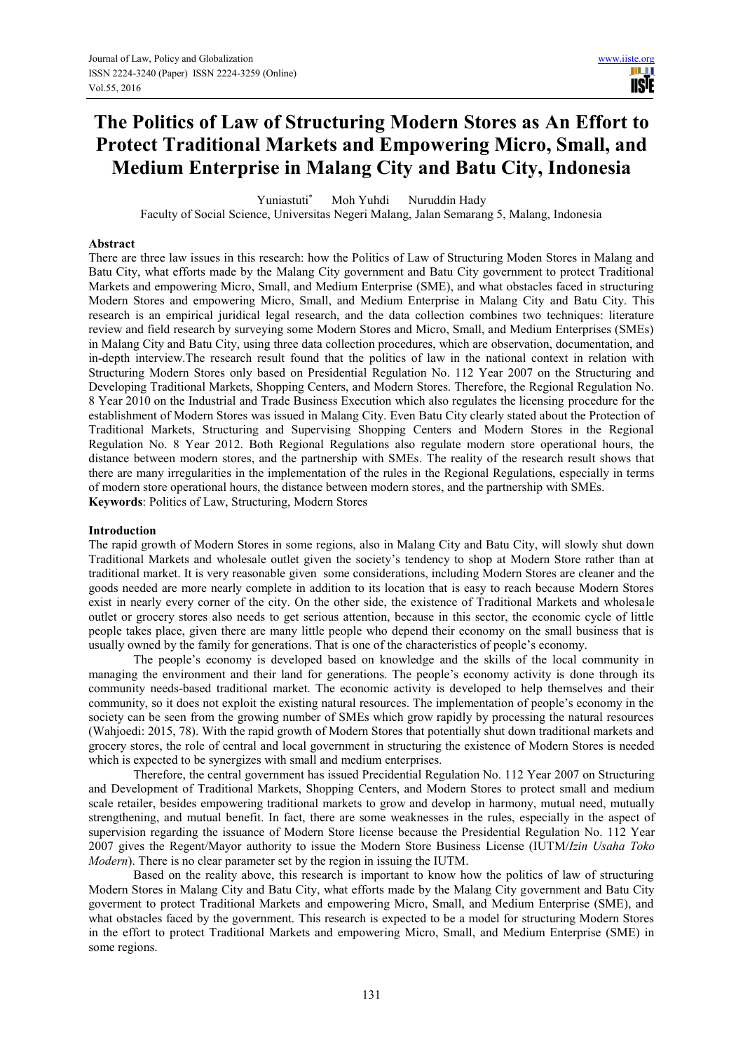# The Politics of Law of Structuring Modern Stores as An Effort to Protect Traditional Markets and Empowering Micro, Small, and Medium Enterprise in Malang City and Batu City, Indonesia

Yuniastuti[*] Moh Yuhdi Nuruddin Hady

Faculty of Social Science, Universitas Negeri Malang, Jalan Semarang 5, Malang, Indonesia

## Abstract

There are three law issues in this research: how the Politics of Law of Structuring Moden Stores in Malang and Batu City, what efforts made by the Malang City government and Batu City government to protect Traditional Markets and empowering Micro, Small, and Medium Enterprise (SME), and what obstacles faced in structuring Modern Stores and empowering Micro, Small, and Medium Enterprise in Malang City and Batu City. This research is an empirical juridical legal research, and the data collection combines two techniques: literature review and field research by surveying some Modern Stores and Micro, Small, and Medium Enterprises (SMEs) in Malang City and Batu City, using three data collection procedures, which are observation, documentation, and in-depth interview.The research result found that the politics of law in the national context in relation with Structuring Modern Stores only based on Presidential Regulation No. 112 Year 2007 on the Structuring and Developing Traditional Markets, Shopping Centers, and Modern Stores. Therefore, the Regional Regulation No. 8 Year 2010 on the Industrial and Trade Business Execution which also regulates the licensing procedure for the establishment of Modern Stores was issued in Malang City. Even Batu City clearly stated about the Protection of Traditional Markets, Structuring and Supervising Shopping Centers and Modern Stores in the Regional Regulation No. 8 Year 2012. Both Regional Regulations also regulate modern store operational hours, the distance between modern stores, and the partnership with SMEs. The reality of the research result shows that there are many irregularities in the implementation of the rules in the Regional Regulations, especially in terms of modern store operational hours, the distance between modern stores, and the partnership with SMEs.

**Keywords**: Politics of Law, Structuring, Modern Stores

## Introduction

The rapid growth of Modern Stores in some regions, also in Malang City and Batu City, will slowly shut down Traditional Markets and wholesale outlet given the society's tendency to shop at Modern Store rather than at traditional market. It is very reasonable given some considerations, including Modern Stores are cleaner and the goods needed are more nearly complete in addition to its location that is easy to reach because Modern Stores exist in nearly every corner of the city. On the other side, the existence of Traditional Markets and wholesale outlet or grocery stores also needs to get serious attention, because in this sector, the economic cycle of little people takes place, given there are many little people who depend their economy on the small business that is usually owned by the family for generations. That is one of the characteristics of people's economy.

The people's economy is developed based on knowledge and the skills of the local community in managing the environment and their land for generations. The people's economy activity is done through its community needs-based traditional market. The economic activity is developed to help themselves and their community, so it does not exploit the existing natural resources. The implementation of people's economy in the society can be seen from the growing number of SMEs which grow rapidly by processing the natural resources (Wahjoedi: 2015, 78). With the rapid growth of Modern Stores that potentially shut down traditional markets and grocery stores, the role of central and local government in structuring the existence of Modern Stores is needed which is expected to be synergizes with small and medium enterprises.

Therefore, the central government has issued Precidential Regulation No. 112 Year 2007 on Structuring and Development of Traditional Markets, Shopping Centers, and Modern Stores to protect small and medium scale retailer, besides empowering traditional markets to grow and develop in harmony, mutual need, mutually strengthening, and mutual benefit. In fact, there are some weaknesses in the rules, especially in the aspect of supervision regarding the issuance of Modern Store license because the Presidential Regulation No. 112 Year 2007 gives the Regent/Mayor authority to issue the Modern Store Business License (IUTM/*Izin Usaha Toko Modern*). There is no clear parameter set by the region in issuing the IUTM.

Based on the reality above, this research is important to know how the politics of law of structuring Modern Stores in Malang City and Batu City, what efforts made by the Malang City government and Batu City goverment to protect Traditional Markets and empowering Micro, Small, and Medium Enterprise (SME), and what obstacles faced by the government. This research is expected to be a model for structuring Modern Stores in the effort to protect Traditional Markets and empowering Micro, Small, and Medium Enterprise (SME) in some regions.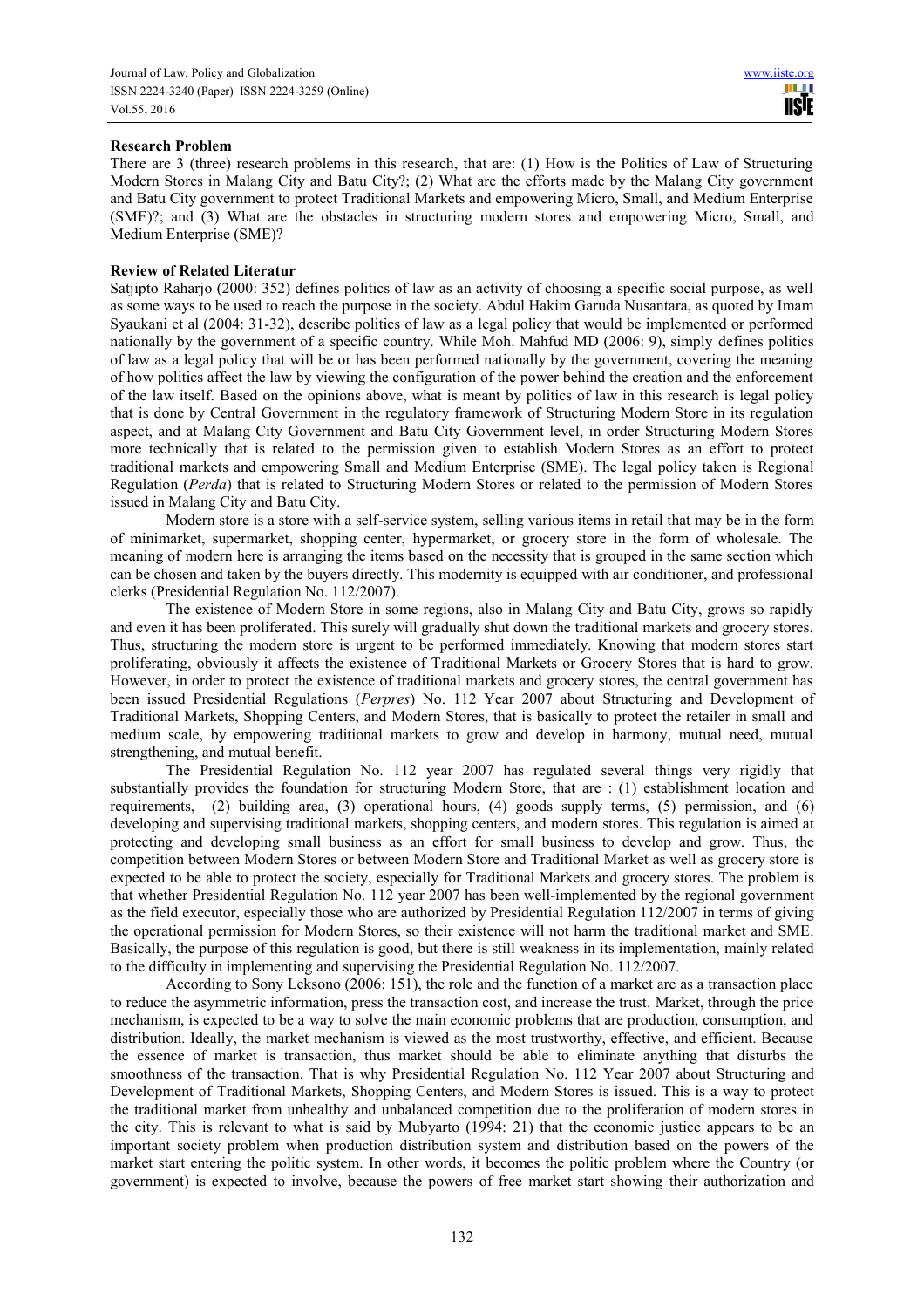**Research Problem**

There are 3 (three) research problems in this research, that are: (1) How is the Politics of Law of Structuring Modern Stores in Malang City and Batu City?; (2) What are the efforts made by the Malang City government and Batu City government to protect Traditional Markets and empowering Micro, Small, and Medium Enterprise (SME)?; and (3) What are the obstacles in structuring modern stores and empowering Micro, Small, and Medium Enterprise (SME)?

**Review of Related Literatur**

Satjipto Raharjo (2000: 352) defines politics of law as an activity of choosing a specific social purpose, as well as some ways to be used to reach the purpose in the society. Abdul Hakim Garuda Nusantara, as quoted by Imam Syaukani et al (2004: 31-32), describe politics of law as a legal policy that would be implemented or performed nationally by the government of a specific country. While Moh. Mahfud MD (2006: 9), simply defines politics of law as a legal policy that will be or has been performed nationally by the government, covering the meaning of how politics affect the law by viewing the configuration of the power behind the creation and the enforcement of the law itself. Based on the opinions above, what is meant by politics of law in this research is legal policy that is done by Central Government in the regulatory framework of Structuring Modern Store in its regulation aspect, and at Malang City Government and Batu City Government level, in order Structuring Modern Stores more technically that is related to the permission given to establish Modern Stores as an effort to protect traditional markets and empowering Small and Medium Enterprise (SME). The legal policy taken is Regional Regulation (*Perda*) that is related to Structuring Modern Stores or related to the permission of Modern Stores issued in Malang City and Batu City.

Modern store is a store with a self-service system, selling various items in retail that may be in the form of minimarket, supermarket, shopping center, hypermarket, or grocery store in the form of wholesale. The meaning of modern here is arranging the items based on the necessity that is grouped in the same section which can be chosen and taken by the buyers directly. This modernity is equipped with air conditioner, and professional clerks (Presidential Regulation No. 112/2007).

The existence of Modern Store in some regions, also in Malang City and Batu City, grows so rapidly and even it has been proliferated. This surely will gradually shut down the traditional markets and grocery stores. Thus, structuring the modern store is urgent to be performed immediately. Knowing that modern stores start proliferating, obviously it affects the existence of Traditional Markets or Grocery Stores that is hard to grow. However, in order to protect the existence of traditional markets and grocery stores, the central government has been issued Presidential Regulations (*Perpres*) No. 112 Year 2007 about Structuring and Development of Traditional Markets, Shopping Centers, and Modern Stores, that is basically to protect the retailer in small and medium scale, by empowering traditional markets to grow and develop in harmony, mutual need, mutual strengthening, and mutual benefit.

The Presidential Regulation No. 112 year 2007 has regulated several things very rigidly that substantially provides the foundation for structuring Modern Store, that are : (1) establishment location and requirements, (2) building area, (3) operational hours, (4) goods supply terms, (5) permission, and (6) developing and supervising traditional markets, shopping centers, and modern stores. This regulation is aimed at protecting and developing small business as an effort for small business to develop and grow. Thus, the competition between Modern Stores or between Modern Store and Traditional Market as well as grocery store is expected to be able to protect the society, especially for Traditional Markets and grocery stores. The problem is that whether Presidential Regulation No. 112 year 2007 has been well-implemented by the regional government as the field executor, especially those who are authorized by Presidential Regulation 112/2007 in terms of giving the operational permission for Modern Stores, so their existence will not harm the traditional market and SME. Basically, the purpose of this regulation is good, but there is still weakness in its implementation, mainly related to the difficulty in implementing and supervising the Presidential Regulation No. 112/2007.

According to Sony Leksono (2006: 151), the role and the function of a market are as a transaction place to reduce the asymmetric information, press the transaction cost, and increase the trust. Market, through the price mechanism, is expected to be a way to solve the main economic problems that are production, consumption, and distribution. Ideally, the market mechanism is viewed as the most trustworthy, effective, and efficient. Because the essence of market is transaction, thus market should be able to eliminate anything that disturbs the smoothness of the transaction. That is why Presidential Regulation No. 112 Year 2007 about Structuring and Development of Traditional Markets, Shopping Centers, and Modern Stores is issued. This is a way to protect the traditional market from unhealthy and unbalanced competition due to the proliferation of modern stores in the city. This is relevant to what is said by Mubyarto (1994: 21) that the economic justice appears to be an important society problem when production distribution system and distribution based on the powers of the market start entering the politic system. In other words, it becomes the politic problem where the Country (or government) is expected to involve, because the powers of free market start showing their authorization and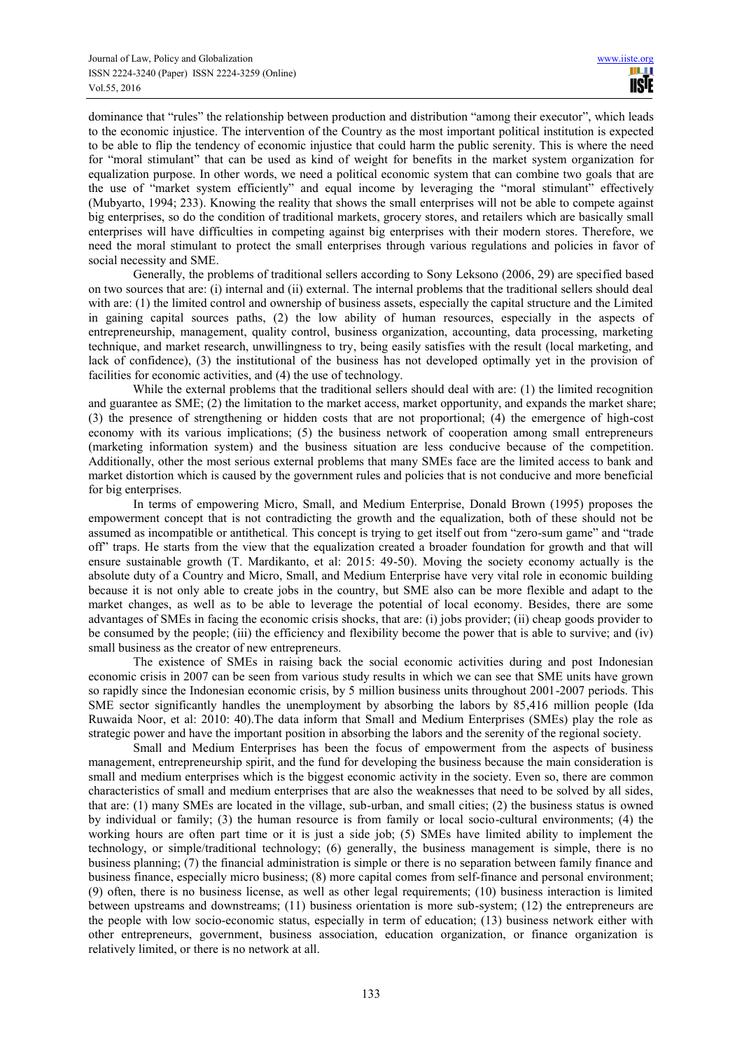dominance that "rules" the relationship between production and distribution "among their executor", which leads to the economic injustice. The intervention of the Country as the most important political institution is expected to be able to flip the tendency of economic injustice that could harm the public serenity. This is where the need for "moral stimulant" that can be used as kind of weight for benefits in the market system organization for equalization purpose. In other words, we need a political economic system that can combine two goals that are the use of "market system efficiently" and equal income by leveraging the "moral stimulant" effectively (Mubyarto, 1994; 233). Knowing the reality that shows the small enterprises will not be able to compete against big enterprises, so do the condition of traditional markets, grocery stores, and retailers which are basically small enterprises will have difficulties in competing against big enterprises with their modern stores. Therefore, we need the moral stimulant to protect the small enterprises through various regulations and policies in favor of social necessity and SME.

Generally, the problems of traditional sellers according to Sony Leksono (2006, 29) are specified based on two sources that are: (i) internal and (ii) external. The internal problems that the traditional sellers should deal with are: (1) the limited control and ownership of business assets, especially the capital structure and the Limited in gaining capital sources paths, (2) the low ability of human resources, especially in the aspects of entrepreneurship, management, quality control, business organization, accounting, data processing, marketing technique, and market research, unwillingness to try, being easily satisfies with the result (local marketing, and lack of confidence), (3) the institutional of the business has not developed optimally yet in the provision of facilities for economic activities, and (4) the use of technology.

While the external problems that the traditional sellers should deal with are: (1) the limited recognition and guarantee as SME; (2) the limitation to the market access, market opportunity, and expands the market share; (3) the presence of strengthening or hidden costs that are not proportional; (4) the emergence of high-cost economy with its various implications; (5) the business network of cooperation among small entrepreneurs (marketing information system) and the business situation are less conducive because of the competition. Additionally, other the most serious external problems that many SMEs face are the limited access to bank and market distortion which is caused by the government rules and policies that is not conducive and more beneficial for big enterprises.

In terms of empowering Micro, Small, and Medium Enterprise, Donald Brown (1995) proposes the empowerment concept that is not contradicting the growth and the equalization, both of these should not be assumed as incompatible or antithetical. This concept is trying to get itself out from "zero-sum game" and "trade off" traps. He starts from the view that the equalization created a broader foundation for growth and that will ensure sustainable growth (T. Mardikanto, et al: 2015: 49-50). Moving the society economy actually is the absolute duty of a Country and Micro, Small, and Medium Enterprise have very vital role in economic building because it is not only able to create jobs in the country, but SME also can be more flexible and adapt to the market changes, as well as to be able to leverage the potential of local economy. Besides, there are some advantages of SMEs in facing the economic crisis shocks, that are: (i) jobs provider; (ii) cheap goods provider to be consumed by the people; (iii) the efficiency and flexibility become the power that is able to survive; and (iv) small business as the creator of new entrepreneurs.

The existence of SMEs in raising back the social economic activities during and post Indonesian economic crisis in 2007 can be seen from various study results in which we can see that SME units have grown so rapidly since the Indonesian economic crisis, by 5 million business units throughout 2001-2007 periods. This SME sector significantly handles the unemployment by absorbing the labors by 85,416 million people (Ida Ruwaida Noor, et al: 2010: 40).The data inform that Small and Medium Enterprises (SMEs) play the role as strategic power and have the important position in absorbing the labors and the serenity of the regional society.

Small and Medium Enterprises has been the focus of empowerment from the aspects of business management, entrepreneurship spirit, and the fund for developing the business because the main consideration is small and medium enterprises which is the biggest economic activity in the society. Even so, there are common characteristics of small and medium enterprises that are also the weaknesses that need to be solved by all sides, that are: (1) many SMEs are located in the village, sub-urban, and small cities; (2) the business status is owned by individual or family; (3) the human resource is from family or local socio-cultural environments; (4) the working hours are often part time or it is just a side job; (5) SMEs have limited ability to implement the technology, or simple/traditional technology; (6) generally, the business management is simple, there is no business planning; (7) the financial administration is simple or there is no separation between family finance and business finance, especially micro business; (8) more capital comes from self-finance and personal environment; (9) often, there is no business license, as well as other legal requirements; (10) business interaction is limited between upstreams and downstreams; (11) business orientation is more sub-system; (12) the entrepreneurs are the people with low socio-economic status, especially in term of education; (13) business network either with other entrepreneurs, government, business association, education organization, or finance organization is relatively limited, or there is no network at all.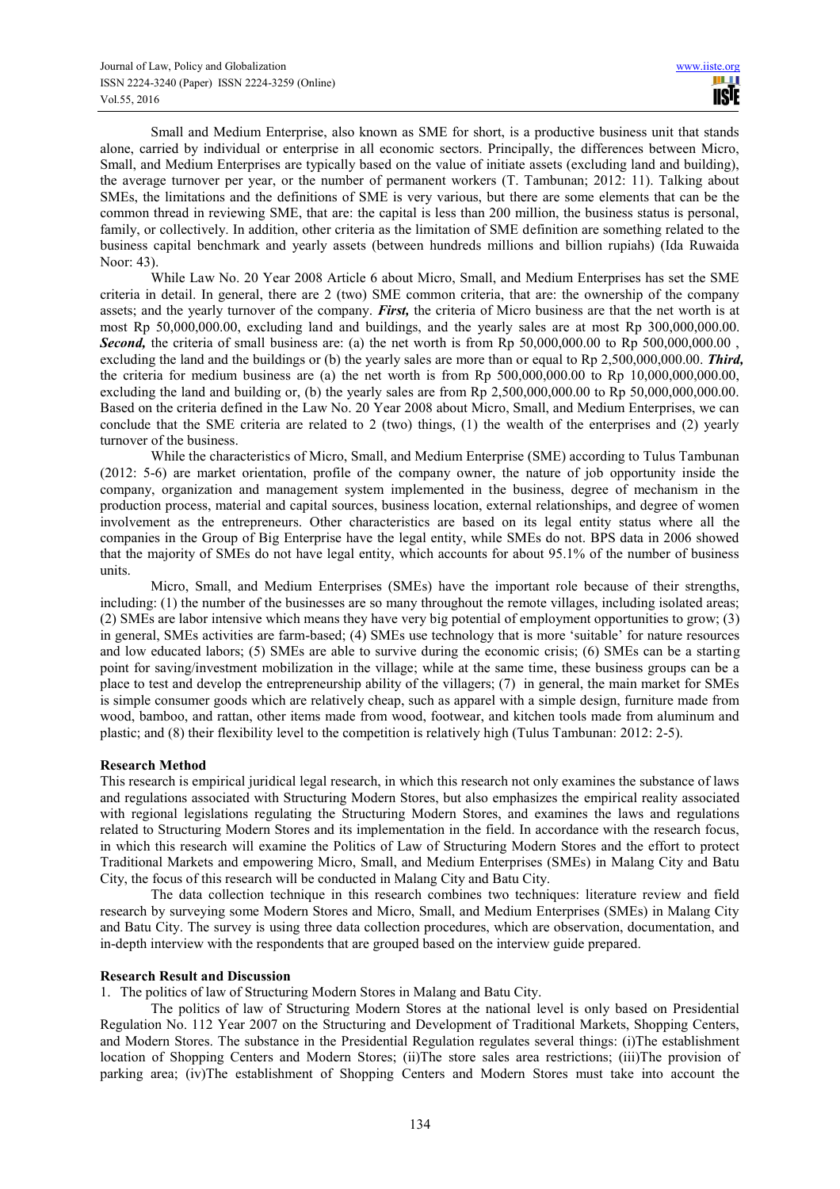Small and Medium Enterprise, also known as SME for short, is a productive business unit that stands alone, carried by individual or enterprise in all economic sectors. Principally, the differences between Micro, Small, and Medium Enterprises are typically based on the value of initiate assets (excluding land and building), the average turnover per year, or the number of permanent workers (T. Tambunan; 2012: 11). Talking about SMEs, the limitations and the definitions of SME is very various, but there are some elements that can be the common thread in reviewing SME, that are: the capital is less than 200 million, the business status is personal, family, or collectively. In addition, other criteria as the limitation of SME definition are something related to the business capital benchmark and yearly assets (between hundreds millions and billion rupiahs) (Ida Ruwaida Noor: 43).

While Law No. 20 Year 2008 Article 6 about Micro, Small, and Medium Enterprises has set the SME criteria in detail. In general, there are 2 (two) SME common criteria, that are: the ownership of the company assets; and the yearly turnover of the company. ***First,*** the criteria of Micro business are that the net worth is at most Rp 50,000,000.00, excluding land and buildings, and the yearly sales are at most Rp 300,000,000.00. ***Second,*** the criteria of small business are: (a) the net worth is from Rp 50,000,000.00 to Rp 500,000,000.00 , excluding the land and the buildings or (b) the yearly sales are more than or equal to Rp 2,500,000,000.00. ***Third,*** the criteria for medium business are (a) the net worth is from Rp 500,000,000.00 to Rp 10,000,000,000.00, excluding the land and building or, (b) the yearly sales are from Rp 2,500,000,000.00 to Rp 50,000,000,000.00. Based on the criteria defined in the Law No. 20 Year 2008 about Micro, Small, and Medium Enterprises, we can conclude that the SME criteria are related to 2 (two) things, (1) the wealth of the enterprises and (2) yearly turnover of the business.

While the characteristics of Micro, Small, and Medium Enterprise (SME) according to Tulus Tambunan (2012: 5-6) are market orientation, profile of the company owner, the nature of job opportunity inside the company, organization and management system implemented in the business, degree of mechanism in the production process, material and capital sources, business location, external relationships, and degree of women involvement as the entrepreneurs. Other characteristics are based on its legal entity status where all the companies in the Group of Big Enterprise have the legal entity, while SMEs do not. BPS data in 2006 showed that the majority of SMEs do not have legal entity, which accounts for about 95.1% of the number of business units.

Micro, Small, and Medium Enterprises (SMEs) have the important role because of their strengths, including: (1) the number of the businesses are so many throughout the remote villages, including isolated areas; (2) SMEs are labor intensive which means they have very big potential of employment opportunities to grow; (3) in general, SMEs activities are farm-based; (4) SMEs use technology that is more 'suitable' for nature resources and low educated labors; (5) SMEs are able to survive during the economic crisis; (6) SMEs can be a starting point for saving/investment mobilization in the village; while at the same time, these business groups can be a place to test and develop the entrepreneurship ability of the villagers; (7) in general, the main market for SMEs is simple consumer goods which are relatively cheap, such as apparel with a simple design, furniture made from wood, bamboo, and rattan, other items made from wood, footwear, and kitchen tools made from aluminum and plastic; and (8) their flexibility level to the competition is relatively high (Tulus Tambunan: 2012: 2-5).

## Research Method

This research is empirical juridical legal research, in which this research not only examines the substance of laws and regulations associated with Structuring Modern Stores, but also emphasizes the empirical reality associated with regional legislations regulating the Structuring Modern Stores, and examines the laws and regulations related to Structuring Modern Stores and its implementation in the field. In accordance with the research focus, in which this research will examine the Politics of Law of Structuring Modern Stores and the effort to protect Traditional Markets and empowering Micro, Small, and Medium Enterprises (SMEs) in Malang City and Batu City, the focus of this research will be conducted in Malang City and Batu City.

The data collection technique in this research combines two techniques: literature review and field research by surveying some Modern Stores and Micro, Small, and Medium Enterprises (SMEs) in Malang City and Batu City. The survey is using three data collection procedures, which are observation, documentation, and in-depth interview with the respondents that are grouped based on the interview guide prepared.

## Research Result and Discussion

1. The politics of law of Structuring Modern Stores in Malang and Batu City.

The politics of law of Structuring Modern Stores at the national level is only based on Presidential Regulation No. 112 Year 2007 on the Structuring and Development of Traditional Markets, Shopping Centers, and Modern Stores. The substance in the Presidential Regulation regulates several things: (i)The establishment location of Shopping Centers and Modern Stores; (ii)The store sales area restrictions; (iii)The provision of parking area; (iv)The establishment of Shopping Centers and Modern Stores must take into account the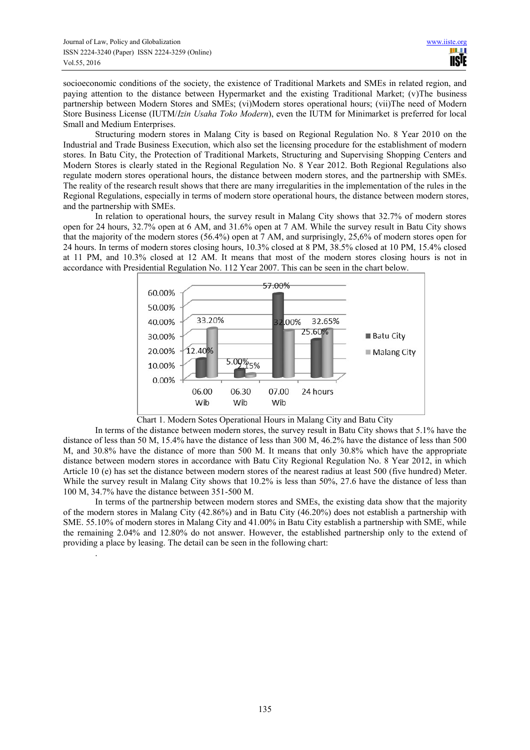socioeconomic conditions of the society, the existence of Traditional Markets and SMEs in related region, and paying attention to the distance between Hypermarket and the existing Traditional Market; (v)The business partnership between Modern Stores and SMEs; (vi)Modern stores operational hours; (vii)The need of Modern Store Business License (IUTM/*Izin Usaha Toko Modern*), even the IUTM for Minimarket is preferred for local Small and Medium Enterprises.

Structuring modern stores in Malang City is based on Regional Regulation No. 8 Year 2010 on the Industrial and Trade Business Execution, which also set the licensing procedure for the establishment of modern stores. In Batu City, the Protection of Traditional Markets, Structuring and Supervising Shopping Centers and Modern Stores is clearly stated in the Regional Regulation No. 8 Year 2012. Both Regional Regulations also regulate modern stores operational hours, the distance between modern stores, and the partnership with SMEs. The reality of the research result shows that there are many irregularities in the implementation of the rules in the Regional Regulations, especially in terms of modern store operational hours, the distance between modern stores, and the partnership with SMEs.

In relation to operational hours, the survey result in Malang City shows that 32.7% of modern stores open for 24 hours, 32.7% open at 6 AM, and 31.6% open at 7 AM. While the survey result in Batu City shows that the majority of the modern stores (56.4%) open at 7 AM, and surprisingly, 25,6% of modern stores open for 24 hours. In terms of modern stores closing hours, 10.3% closed at 8 PM, 38.5% closed at 10 PM, 15.4% closed at 11 PM, and 10.3% closed at 12 AM. It means that most of the modern stores closing hours is not in accordance with Presidential Regulation No. 112 Year 2007. This can be seen in the chart below.

| | 06.00 Wib | 06.30 Wib | 07.00 Wib | 24 hours |
|---|---|---|---|---|
| Batu City | 12.40% | 5.00% | 57.00% | 25.60% |
| Malang City | 33.20% | 2.15% | 32.00% | 32.65% |

Chart 1. Modern Sotes Operational Hours in Malang City and Batu City

In terms of the distance between modern stores, the survey result in Batu City shows that 5.1% have the distance of less than 50 M, 15.4% have the distance of less than 300 M, 46.2% have the distance of less than 500 M, and 30.8% have the distance of more than 500 M. It means that only 30.8% which have the appropriate distance between modern stores in accordance with Batu City Regional Regulation No. 8 Year 2012, in which Article 10 (e) has set the distance between modern stores of the nearest radius at least 500 (five hundred) Meter. While the survey result in Malang City shows that 10.2% is less than 50%, 27.6 have the distance of less than 100 M, 34.7% have the distance between 351-500 M.

In terms of the partnership between modern stores and SMEs, the existing data show that the majority of the modern stores in Malang City (42.86%) and in Batu City (46.20%) does not establish a partnership with SME. 55.10% of modern stores in Malang City and 41.00% in Batu City establish a partnership with SME, while the remaining 2.04% and 12.80% do not answer. However, the established partnership only to the extend of providing a place by leasing. The detail can be seen in the following chart: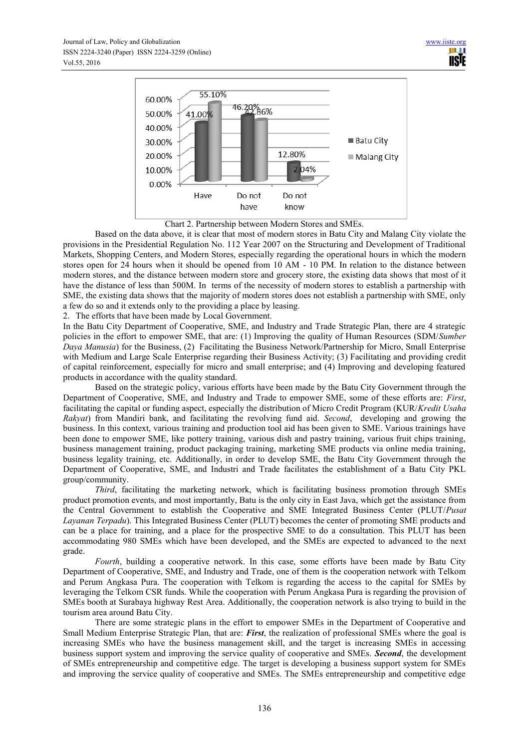Chart 2. Partnership between Modern Stores and SMEs.

Based on the data above, it is clear that most of modern stores in Batu City and Malang City violate the provisions in the Presidential Regulation No. 112 Year 2007 on the Structuring and Development of Traditional Markets, Shopping Centers, and Modern Stores, especially regarding the operational hours in which the modern stores open for 24 hours when it should be opened from 10 AM - 10 PM. In relation to the distance between modern stores, and the distance between modern store and grocery store, the existing data shows that most of it have the distance of less than 500M. In terms of the necessity of modern stores to establish a partnership with SME, the existing data shows that the majority of modern stores does not establish a partnership with SME, only a few do so and it extends only to the providing a place by leasing.

2. The efforts that have been made by Local Government.

In the Batu City Department of Cooperative, SME, and Industry and Trade Strategic Plan, there are 4 strategic policies in the effort to empower SME, that are: (1) Improving the quality of Human Resources (SDM/*Sumber Daya Manusia*) for the Business, (2) Facilitating the Business Network/Partnership for Micro, Small Enterprise with Medium and Large Scale Enterprise regarding their Business Activity; (3) Facilitating and providing credit of capital reinforcement, especially for micro and small enterprise; and (4) Improving and developing featured products in accordance with the quality standard.

Based on the strategic policy, various efforts have been made by the Batu City Government through the Department of Cooperative, SME, and Industry and Trade to empower SME, some of these efforts are: *First*, facilitating the capital or funding aspect, especially the distribution of Micro Credit Program (KUR/*Kredit Usaha Rakyat*) from Mandiri bank, and facilitating the revolving fund aid. *Second*, developing and growing the business. In this context, various training and production tool aid has been given to SME. Various trainings have been done to empower SME, like pottery training, various dish and pastry training, various fruit chips training, business management training, product packaging training, marketing SME products via online media training, business legality training, etc. Additionally, in order to develop SME, the Batu City Government through the Department of Cooperative, SME, and Industri and Trade facilitates the establishment of a Batu City PKL group/community.

*Third*, facilitating the marketing network, which is facilitating business promotion through SMEs product promotion events, and most importantly, Batu is the only city in East Java, which get the assistance from the Central Government to establish the Cooperative and SME Integrated Business Center (PLUT/*Pusat Layanan Terpadu*). This Integrated Business Center (PLUT) becomes the center of promoting SME products and can be a place for training, and a place for the prospective SME to do a consultation. This PLUT has been accommodating 980 SMEs which have been developed, and the SMEs are expected to advanced to the next grade.

*Fourth*, building a cooperative network. In this case, some efforts have been made by Batu City Department of Cooperative, SME, and Industry and Trade, one of them is the cooperation network with Telkom and Perum Angkasa Pura. The cooperation with Telkom is regarding the access to the capital for SMEs by leveraging the Telkom CSR funds. While the cooperation with Perum Angkasa Pura is regarding the provision of SMEs booth at Surabaya highway Rest Area. Additionally, the cooperation network is also trying to build in the tourism area around Batu City.

There are some strategic plans in the effort to empower SMEs in the Department of Cooperative and Small Medium Enterprise Strategic Plan, that are: ***First***, the realization of professional SMEs where the goal is increasing SMEs who have the business management skill, and the target is increasing SMEs in accessing business support system and improving the service quality of cooperative and SMEs. ***Second***, the development of SMEs entrepreneurship and competitive edge. The target is developing a business support system for SMEs and improving the service quality of cooperative and SMEs. The SMEs entrepreneurship and competitive edge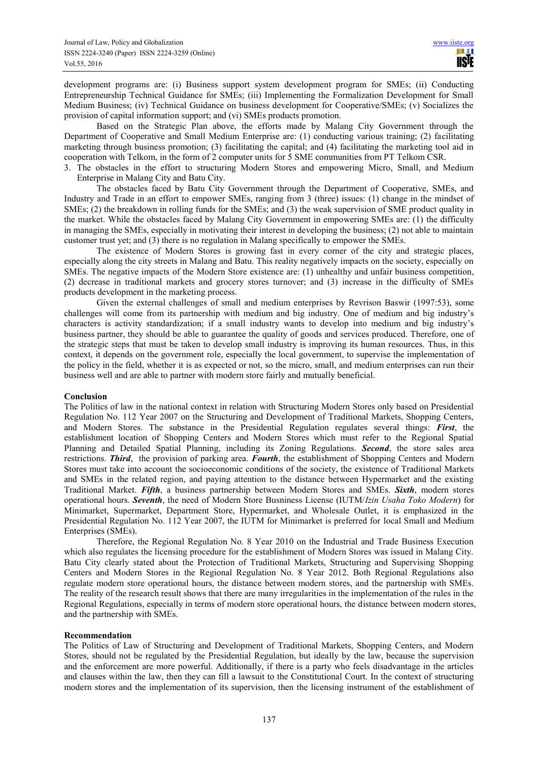development programs are: (i) Business support system development program for SMEs; (ii) Conducting Entrepreneurship Technical Guidance for SMEs; (iii) Implementing the Formalization Development for Small Medium Business; (iv) Technical Guidance on business development for Cooperative/SMEs; (v) Socializes the provision of capital information support; and (vi) SMEs products promotion.

Based on the Strategic Plan above, the efforts made by Malang City Government through the Department of Cooperative and Small Medium Enterprise are: (1) conducting various training; (2) facilitating marketing through business promotion; (3) facilitating the capital; and (4) facilitating the marketing tool aid in cooperation with Telkom, in the form of 2 computer units for 5 SME communities from PT Telkom CSR.

3. The obstacles in the effort to structuring Modern Stores and empowering Micro, Small, and Medium Enterprise in Malang City and Batu City.

The obstacles faced by Batu City Government through the Department of Cooperative, SMEs, and Industry and Trade in an effort to empower SMEs, ranging from 3 (three) issues: (1) change in the mindset of SMEs; (2) the breakdown in rolling funds for the SMEs; and (3) the weak supervision of SME product quality in the market. While the obstacles faced by Malang City Government in empowering SMEs are: (1) the difficulty in managing the SMEs, especially in motivating their interest in developing the business; (2) not able to maintain customer trust yet; and (3) there is no regulation in Malang specifically to empower the SMEs.

The existence of Modern Stores is growing fast in every corner of the city and strategic places, especially along the city streets in Malang and Batu. This reality negatively impacts on the society, especially on SMEs. The negative impacts of the Modern Store existence are: (1) unhealthy and unfair business competition, (2) decrease in traditional markets and grocery stores turnover; and (3) increase in the difficulty of SMEs products development in the marketing process.

Given the external challenges of small and medium enterprises by Revrison Baswir (1997:53), some challenges will come from its partnership with medium and big industry. One of medium and big industry's characters is activity standardization; if a small industry wants to develop into medium and big industry's business partner, they should be able to guarantee the quality of goods and services produced. Therefore, one of the strategic steps that must be taken to develop small industry is improving its human resources. Thus, in this context, it depends on the government role, especially the local government, to supervise the implementation of the policy in the field, whether it is as expected or not, so the micro, small, and medium enterprises can run their business well and are able to partner with modern store fairly and mutually beneficial.

## Conclusion

The Politics of law in the national context in relation with Structuring Modern Stores only based on Presidential Regulation No. 112 Year 2007 on the Structuring and Development of Traditional Markets, Shopping Centers, and Modern Stores. The substance in the Presidential Regulation regulates several things: ***First***, the establishment location of Shopping Centers and Modern Stores which must refer to the Regional Spatial Planning and Detailed Spatial Planning, including its Zoning Regulations. ***Second***, the store sales area restrictions. ***Third***, the provision of parking area. ***Fourth***, the establishment of Shopping Centers and Modern Stores must take into account the socioeconomic conditions of the society, the existence of Traditional Markets and SMEs in the related region, and paying attention to the distance between Hypermarket and the existing Traditional Market. ***Fifth***, a business partnership between Modern Stores and SMEs. ***Sixth***, modern stores operational hours. ***Seventh***, the need of Modern Store Busniness License (IUTM/*Izin Usaha Toko Modern*) for Minimarket, Supermarket, Department Store, Hypermarket, and Wholesale Outlet, it is emphasized in the Presidential Regulation No. 112 Year 2007, the IUTM for Minimarket is preferred for local Small and Medium Enterprises (SMEs).

Therefore, the Regional Regulation No. 8 Year 2010 on the Industrial and Trade Business Execution which also regulates the licensing procedure for the establishment of Modern Stores was issued in Malang City. Batu City clearly stated about the Protection of Traditional Markets, Structuring and Supervising Shopping Centers and Modern Stores in the Regional Regulation No. 8 Year 2012. Both Regional Regulations also regulate modern store operational hours, the distance between modern stores, and the partnership with SMEs. The reality of the research result shows that there are many irregularities in the implementation of the rules in the Regional Regulations, especially in terms of modern store operational hours, the distance between modern stores, and the partnership with SMEs.

## Recommendation

The Politics of Law of Structuring and Development of Traditional Markets, Shopping Centers, and Modern Stores, should not be regulated by the Presidential Regulation, but ideally by the law, because the supervision and the enforcement are more powerful. Additionally, if there is a party who feels disadvantage in the articles and clauses within the law, then they can fill a lawsuit to the Constitutional Court. In the context of structuring modern stores and the implementation of its supervision, then the licensing instrument of the establishment of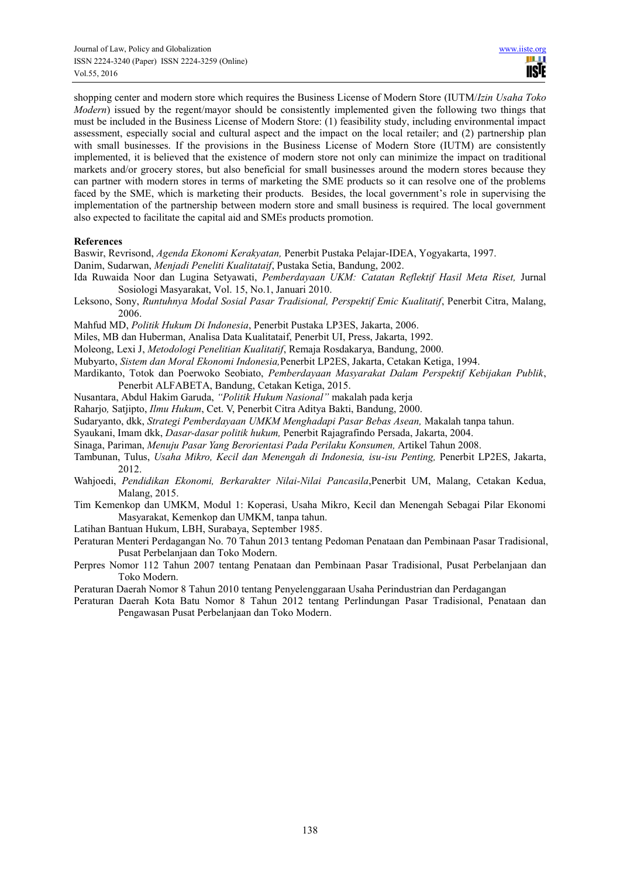shopping center and modern store which requires the Business License of Modern Store (IUTM/*Izin Usaha Toko Modern*) issued by the regent/mayor should be consistently implemented given the following two things that must be included in the Business License of Modern Store: (1) feasibility study, including environmental impact assessment, especially social and cultural aspect and the impact on the local retailer; and (2) partnership plan with small businesses. If the provisions in the Business License of Modern Store (IUTM) are consistently implemented, it is believed that the existence of modern store not only can minimize the impact on traditional markets and/or grocery stores, but also beneficial for small businesses around the modern stores because they can partner with modern stores in terms of marketing the SME products so it can resolve one of the problems faced by the SME, which is marketing their products. Besides, the local government's role in supervising the implementation of the partnership between modern store and small business is required. The local government also expected to facilitate the capital aid and SMEs products promotion.

**References**

Baswir, Revrisond, *Agenda Ekonomi Kerakyatan,* Penerbit Pustaka Pelajar-IDEA, Yogyakarta, 1997.

Danim, Sudarwan, *Menjadi Peneliti Kualitataif*, Pustaka Setia, Bandung, 2002.

Ida Ruwaida Noor dan Lugina Setyawati, *Pemberdayaan UKM: Catatan Reflektif Hasil Meta Riset,* Jurnal Sosiologi Masyarakat, Vol. 15, No.1, Januari 2010.

Leksono, Sony, *Runtuhnya Modal Sosial Pasar Tradisional, Perspektif Emic Kualitatif*, Penerbit Citra, Malang, 2006.

Mahfud MD, *Politik Hukum Di Indonesia*, Penerbit Pustaka LP3ES, Jakarta, 2006.

Miles, MB dan Huberman, Analisa Data Kualitataif, Penerbit UI, Press, Jakarta, 1992.

Moleong, Lexi J, *Metodologi Penelitian Kualitatif*, Remaja Rosdakarya, Bandung, 2000.

Mubyarto, *Sistem dan Moral Ekonomi Indonesia,*Penerbit LP2ES, Jakarta, Cetakan Ketiga, 1994.

Mardikanto, Totok dan Poerwoko Seobiato, *Pemberdayaan Masyarakat Dalam Perspektif Kebijakan Publik*, Penerbit ALFABETA, Bandung, Cetakan Ketiga, 2015.

Nusantara, Abdul Hakim Garuda, *"Politik Hukum Nasional"* makalah pada kerja

Raharjo*,* Satjipto, *Ilmu Hukum*, Cet. V, Penerbit Citra Aditya Bakti, Bandung, 2000.

Sudaryanto, dkk, *Strategi Pemberdayaan UMKM Menghadapi Pasar Bebas Asean,* Makalah tanpa tahun.

Syaukani, Imam dkk, *Dasar-dasar politik hukum,* Penerbit Rajagrafindo Persada, Jakarta, 2004.

Sinaga, Pariman, *Menuju Pasar Yang Berorientasi Pada Perilaku Konsumen,* Artikel Tahun 2008.

Tambunan, Tulus, *Usaha Mikro, Kecil dan Menengah di Indonesia, isu-isu Penting,* Penerbit LP2ES, Jakarta, 2012.

Wahjoedi, *Pendidikan Ekonomi, Berkarakter Nilai-Nilai Pancasila*,Penerbit UM, Malang, Cetakan Kedua, Malang, 2015.

Tim Kemenkop dan UMKM, Modul 1: Koperasi, Usaha Mikro, Kecil dan Menengah Sebagai Pilar Ekonomi Masyarakat, Kemenkop dan UMKM, tanpa tahun.

Latihan Bantuan Hukum, LBH, Surabaya, September 1985.

Peraturan Menteri Perdagangan No. 70 Tahun 2013 tentang Pedoman Penataan dan Pembinaan Pasar Tradisional, Pusat Perbelanjaan dan Toko Modern.

Perpres Nomor 112 Tahun 2007 tentang Penataan dan Pembinaan Pasar Tradisional, Pusat Perbelanjaan dan Toko Modern.

Peraturan Daerah Nomor 8 Tahun 2010 tentang Penyelenggaraan Usaha Perindustrian dan Perdagangan

Peraturan Daerah Kota Batu Nomor 8 Tahun 2012 tentang Perlindungan Pasar Tradisional, Penataan dan Pengawasan Pusat Perbelanjaan dan Toko Modern.